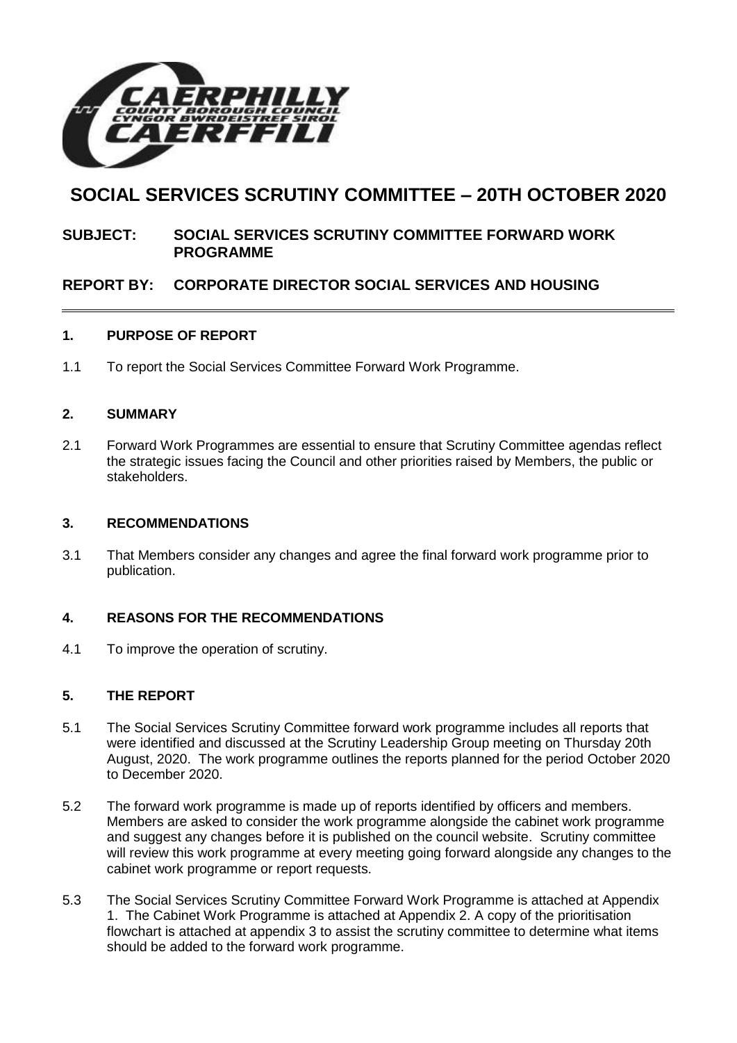# SOCIAL SERVICES SCRUTINY COMMITTEE – 20TH OCTOBER 2020

**SUBJECT: SOCIAL SERVICES SCRUTINY COMMITTEE FORWARD WORK PROGRAMME**

**REPORT BY: CORPORATE DIRECTOR SOCIAL SERVICES AND HOUSING**

## 1. PURPOSE OF REPORT

1.1 To report the Social Services Committee Forward Work Programme.

## 2. SUMMARY

2.1 Forward Work Programmes are essential to ensure that Scrutiny Committee agendas reflect the strategic issues facing the Council and other priorities raised by Members, the public or stakeholders.

## 3. RECOMMENDATIONS

3.1 That Members consider any changes and agree the final forward work programme prior to publication.

## 4. REASONS FOR THE RECOMMENDATIONS

4.1 To improve the operation of scrutiny.

## 5. THE REPORT

5.1 The Social Services Scrutiny Committee forward work programme includes all reports that were identified and discussed at the Scrutiny Leadership Group meeting on Thursday 20th August, 2020. The work programme outlines the reports planned for the period October 2020 to December 2020.

5.2 The forward work programme is made up of reports identified by officers and members. Members are asked to consider the work programme alongside the cabinet work programme and suggest any changes before it is published on the council website. Scrutiny committee will review this work programme at every meeting going forward alongside any changes to the cabinet work programme or report requests.

5.3 The Social Services Scrutiny Committee Forward Work Programme is attached at Appendix 1. The Cabinet Work Programme is attached at Appendix 2. A copy of the prioritisation flowchart is attached at appendix 3 to assist the scrutiny committee to determine what items should be added to the forward work programme.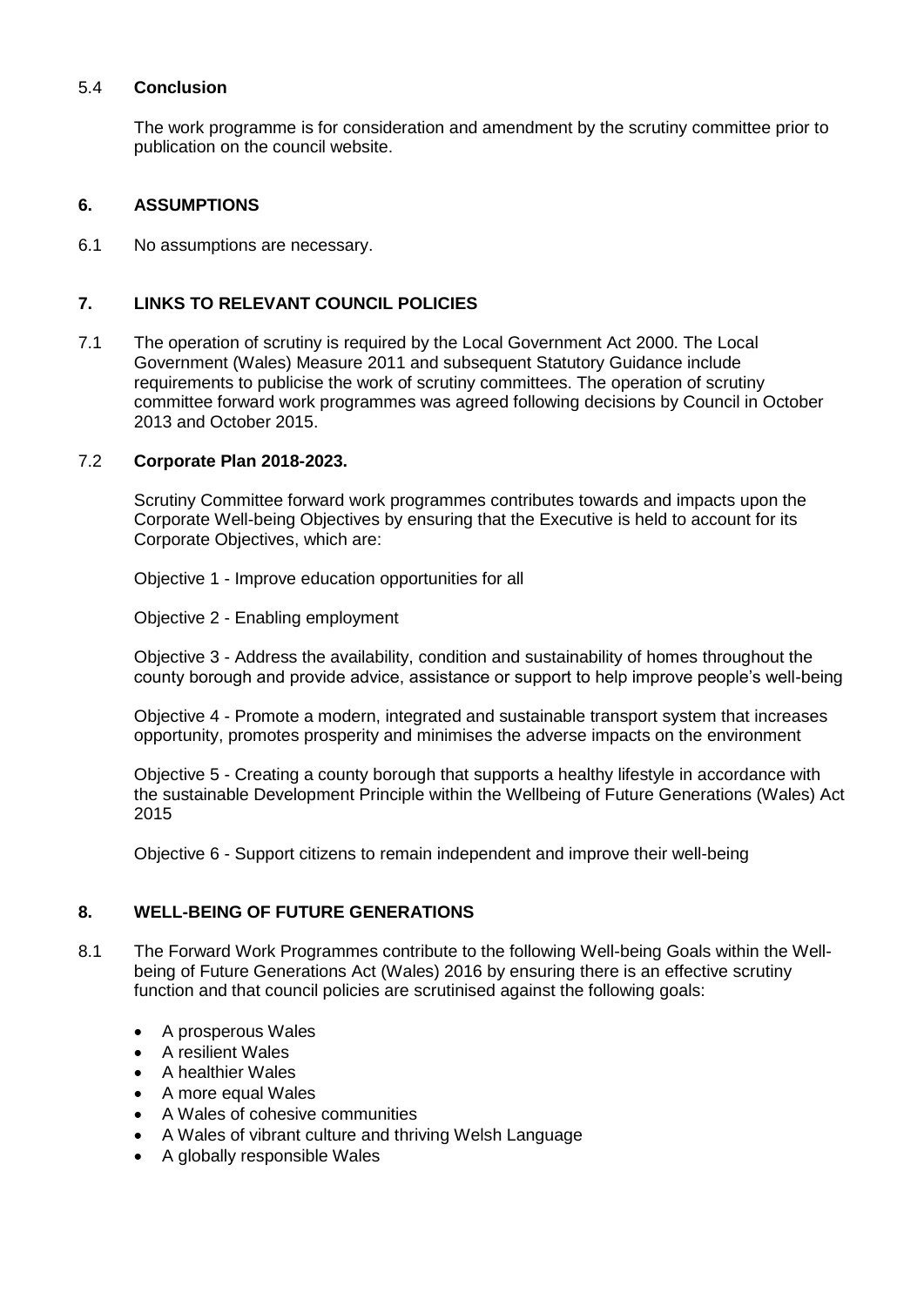### 5.4 **Conclusion**

The work programme is for consideration and amendment by the scrutiny committee prior to publication on the council website.

## 6. ASSUMPTIONS

6.1 No assumptions are necessary.

## 7. LINKS TO RELEVANT COUNCIL POLICIES

7.1 The operation of scrutiny is required by the Local Government Act 2000. The Local Government (Wales) Measure 2011 and subsequent Statutory Guidance include requirements to publicise the work of scrutiny committees. The operation of scrutiny committee forward work programmes was agreed following decisions by Council in October 2013 and October 2015.

### 7.2 **Corporate Plan 2018-2023.**

Scrutiny Committee forward work programmes contributes towards and impacts upon the Corporate Well-being Objectives by ensuring that the Executive is held to account for its Corporate Objectives, which are:

Objective 1 - Improve education opportunities for all

Objective 2 - Enabling employment

Objective 3 - Address the availability, condition and sustainability of homes throughout the county borough and provide advice, assistance or support to help improve people's well-being

Objective 4 - Promote a modern, integrated and sustainable transport system that increases opportunity, promotes prosperity and minimises the adverse impacts on the environment

Objective 5 - Creating a county borough that supports a healthy lifestyle in accordance with the sustainable Development Principle within the Wellbeing of Future Generations (Wales) Act 2015

Objective 6 - Support citizens to remain independent and improve their well-being

## 8. WELL-BEING OF FUTURE GENERATIONS

8.1 The Forward Work Programmes contribute to the following Well-being Goals within the Well-being of Future Generations Act (Wales) 2016 by ensuring there is an effective scrutiny function and that council policies are scrutinised against the following goals:

- A prosperous Wales
- A resilient Wales
- A healthier Wales
- A more equal Wales
- A Wales of cohesive communities
- A Wales of vibrant culture and thriving Welsh Language
- A globally responsible Wales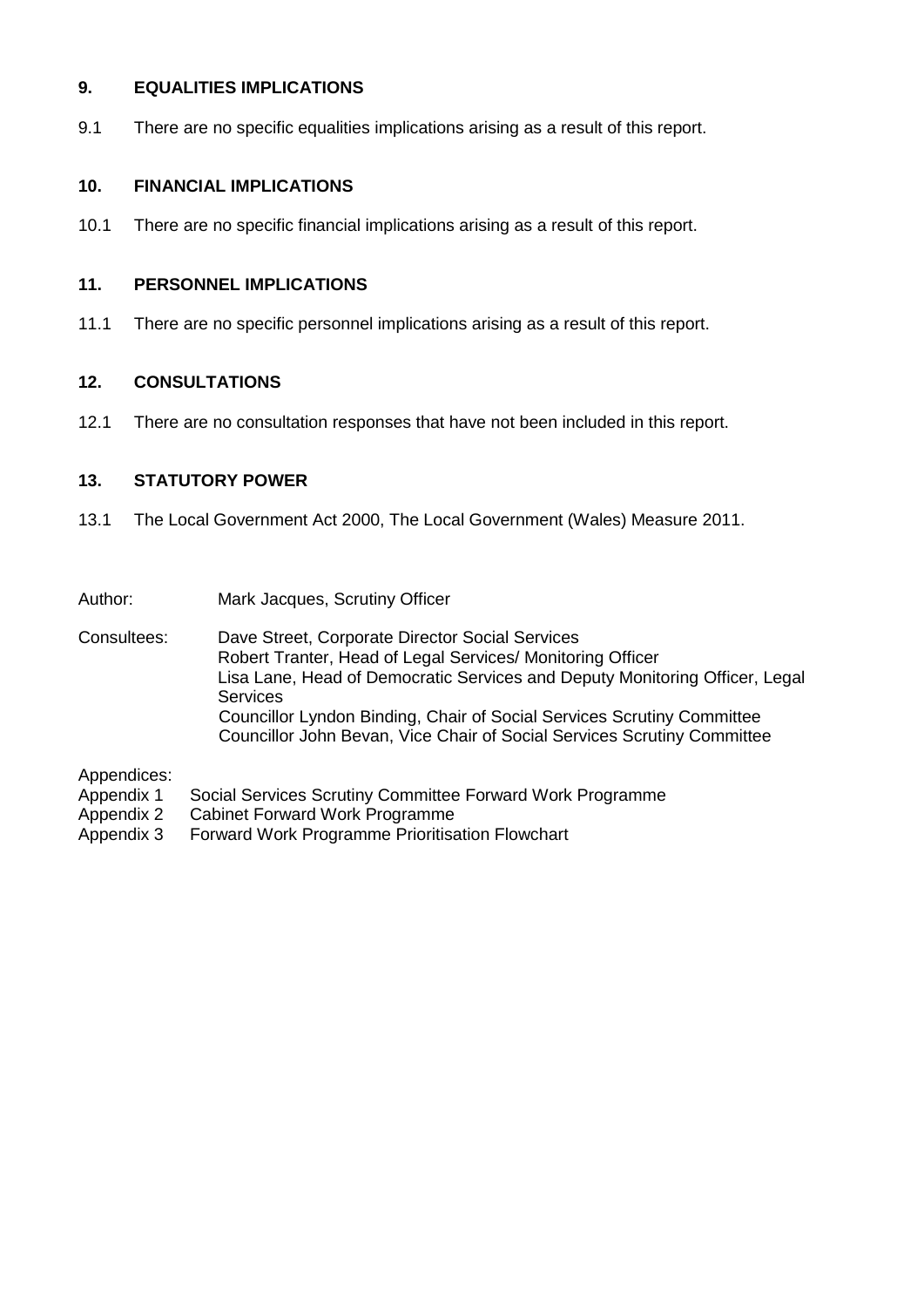## 9. EQUALITIES IMPLICATIONS

9.1 There are no specific equalities implications arising as a result of this report.

## 10. FINANCIAL IMPLICATIONS

10.1 There are no specific financial implications arising as a result of this report.

## 11. PERSONNEL IMPLICATIONS

11.1 There are no specific personnel implications arising as a result of this report.

## 12. CONSULTATIONS

12.1 There are no consultation responses that have not been included in this report.

## 13. STATUTORY POWER

13.1 The Local Government Act 2000, The Local Government (Wales) Measure 2011.

Author: Mark Jacques, Scrutiny Officer

Consultees:
Dave Street, Corporate Director Social Services
Robert Tranter, Head of Legal Services/ Monitoring Officer
Lisa Lane, Head of Democratic Services and Deputy Monitoring Officer, Legal Services
Councillor Lyndon Binding, Chair of Social Services Scrutiny Committee
Councillor John Bevan, Vice Chair of Social Services Scrutiny Committee

Appendices:
Appendix 1 Social Services Scrutiny Committee Forward Work Programme
Appendix 2 Cabinet Forward Work Programme
Appendix 3 Forward Work Programme Prioritisation Flowchart